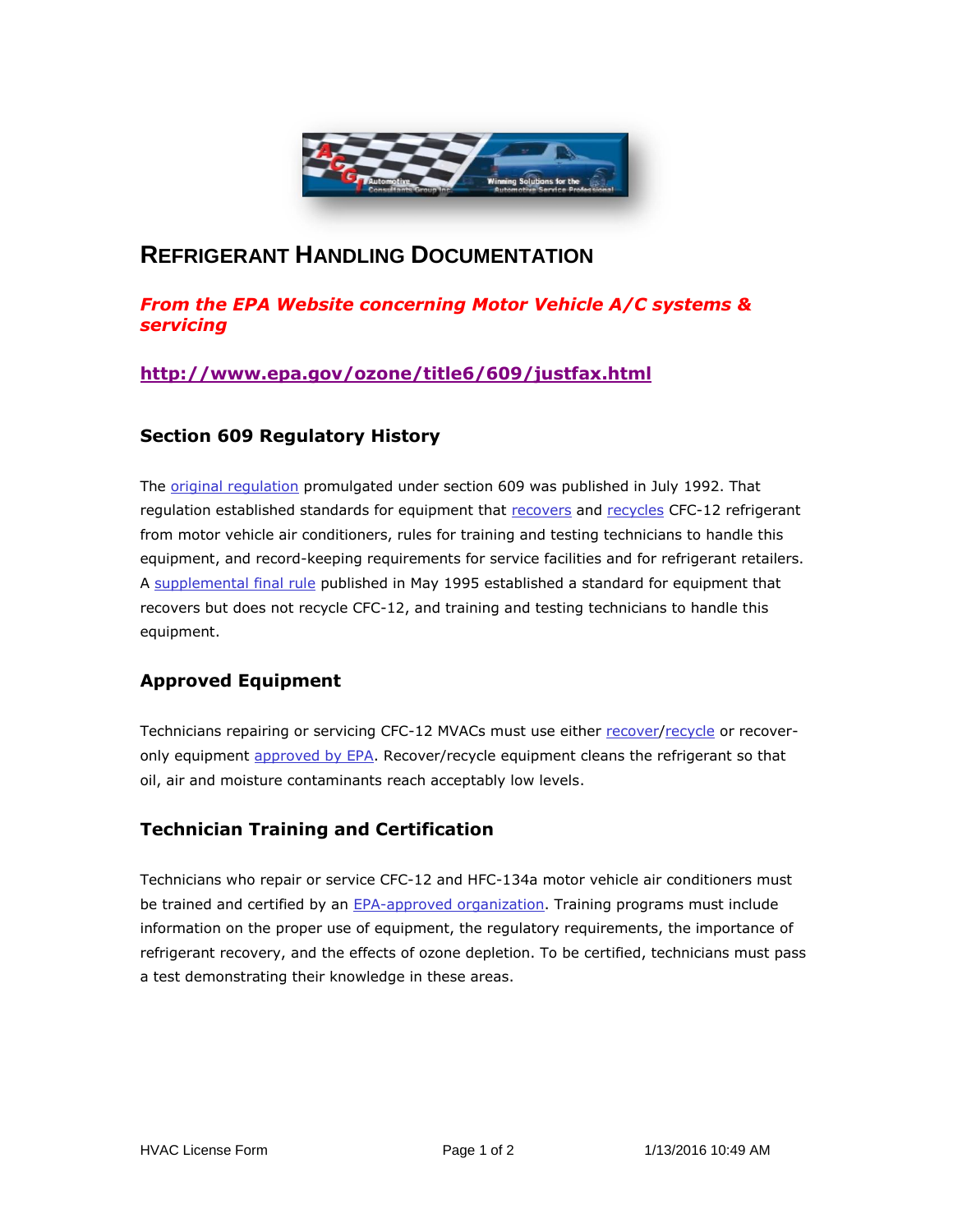# REFRIGERANT HANDLING DOCUMENTATION

***From the EPA Website concerning Motor Vehicle A/C systems & servicing***

**http://www.epa.gov/ozone/title6/609/justfax.html**

### Section 609 Regulatory History

The original regulation promulgated under section 609 was published in July 1992. That regulation established standards for equipment that recovers and recycles CFC-12 refrigerant from motor vehicle air conditioners, rules for training and testing technicians to handle this equipment, and record-keeping requirements for service facilities and for refrigerant retailers. A supplemental final rule published in May 1995 established a standard for equipment that recovers but does not recycle CFC-12, and training and testing technicians to handle this equipment.

### Approved Equipment

Technicians repairing or servicing CFC-12 MVACs must use either recover/recycle or recover-only equipment approved by EPA. Recover/recycle equipment cleans the refrigerant so that oil, air and moisture contaminants reach acceptably low levels.

### Technician Training and Certification

Technicians who repair or service CFC-12 and HFC-134a motor vehicle air conditioners must be trained and certified by an EPA-approved organization. Training programs must include information on the proper use of equipment, the regulatory requirements, the importance of refrigerant recovery, and the effects of ozone depletion. To be certified, technicians must pass a test demonstrating their knowledge in these areas.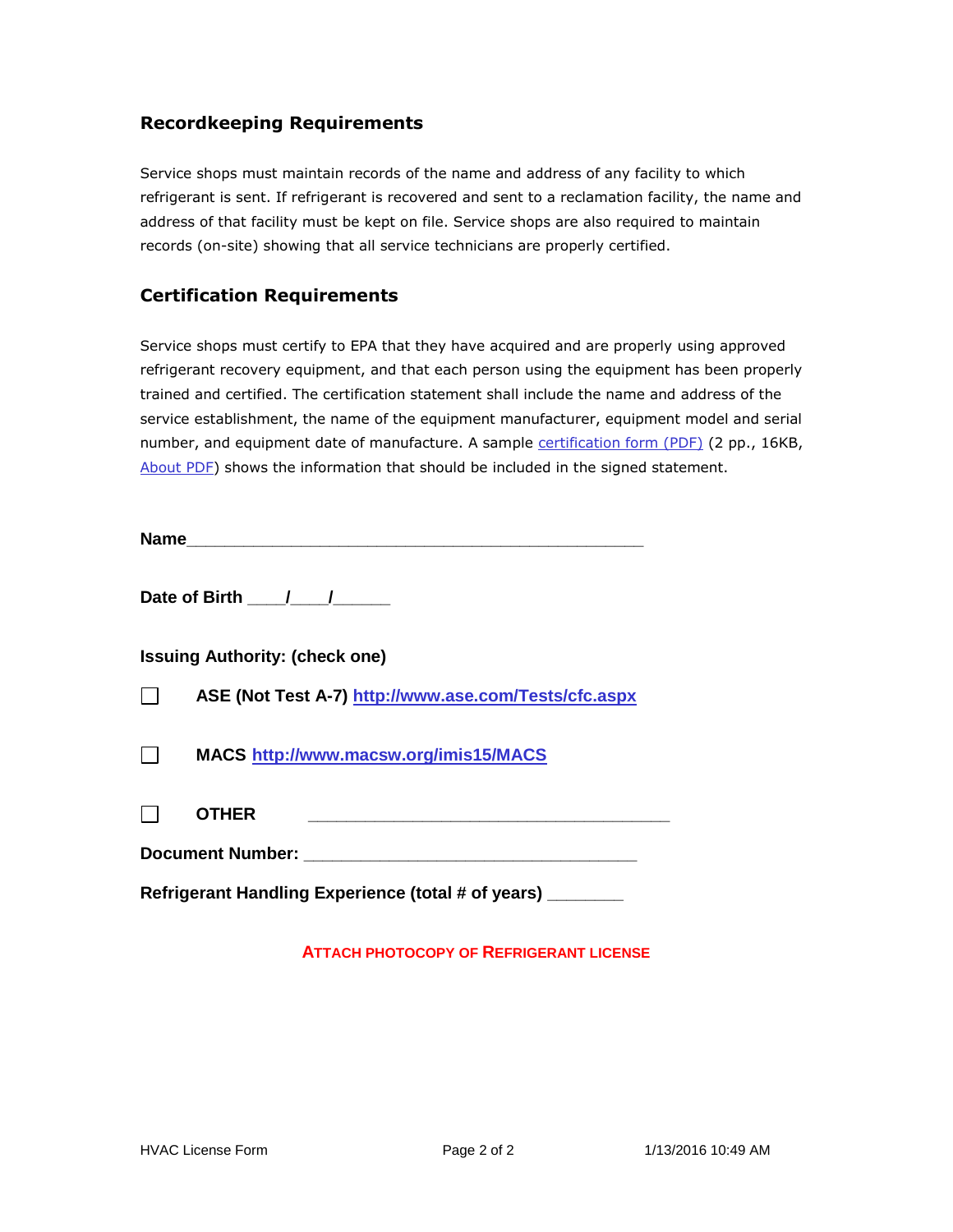## Recordkeeping Requirements

Service shops must maintain records of the name and address of any facility to which refrigerant is sent. If refrigerant is recovered and sent to a reclamation facility, the name and address of that facility must be kept on file. Service shops are also required to maintain records (on-site) showing that all service technicians are properly certified.

## Certification Requirements

Service shops must certify to EPA that they have acquired and are properly using approved refrigerant recovery equipment, and that each person using the equipment has been properly trained and certified. The certification statement shall include the name and address of the service establishment, the name of the equipment manufacturer, equipment model and serial number, and equipment date of manufacture. A sample certification form (PDF) (2 pp., 16KB, About PDF) shows the information that should be included in the signed statement.

**Name**_______________________________________________

**Date of Birth** ____/____/______

**Issuing Authority: (check one)**

☐ **ASE (Not Test A-7)** http://www.ase.com/Tests/cfc.aspx

☐ **MACS** http://www.macsw.org/imis15/MACS

☐ **OTHER** ______________________________________

**Document Number:** ___________________________________

**Refrigerant Handling Experience (total # of years)** ________

**ATTACH PHOTOCOPY OF REFRIGERANT LICENSE**

HVAC License Form 1/13/2016 10:49 AM